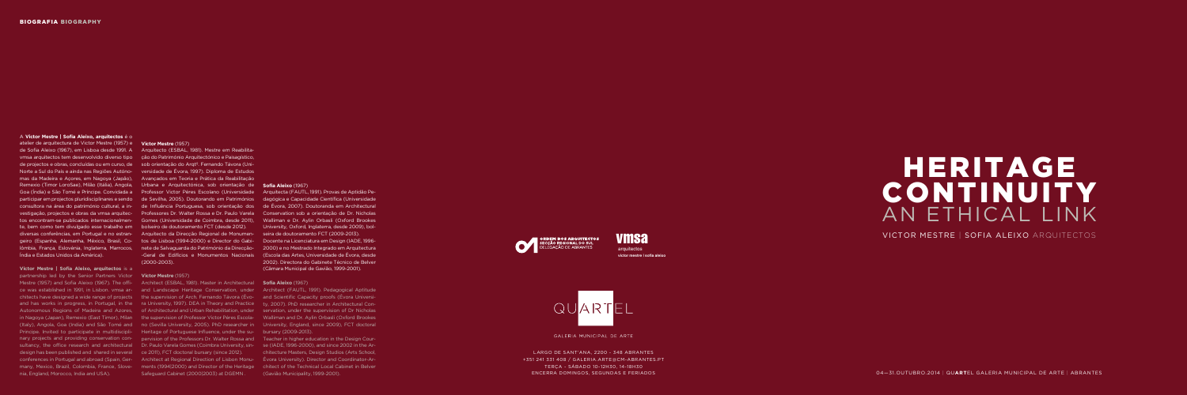**BIOGRAFIA** BIOGRAPHY

A **Victor Mestre | Sofia Aleixo, arquitectos** é o atelier de arquitectura de Victor Mestre (1957) e de Sofia Aleixo (1967), em Lisboa desde 1991. A vmsa arquitectos tem desenvolvido diverso tipo de projectos e obras, concluídas ou em curso, de Norte a Sul do País e ainda nas Regiões Autónomas da Madeira e Açores, em Nagoya (Japão), Remexio (Timor LoroSae), Milão (Itália), Angola, Goa (Índia) e São Tomé e Príncipe. Convidada a participar em projectos pluridisciplinares e sendo consultora na área do património cultural, a investigação, projectos e obras da vmsa arquitectos encontram-se publicados internacionalmente, bem como tem divulgado esse trabalho em diversas conferências, em Portugal e no estrangeiro (Espanha, Alemanha, México, Brasil, Colômbia, França, Eslovénia, Inglaterra, Marrocos, Índia e Estados Unidos da América).

**Victor Mestre** (1957)
Arquitecto (ESBAL, 1981). Mestre em Reabilitação do Património Arquitectónico e Paisagístico, sob orientação do Arqtº. Fernando Távora (Universidade de Évora, 1997). Diploma de Estudos Avançados em Teoria e Prática da Reabilitação Urbana e Arquitectónica, sob orientação de Professor Víctor Pérez Escolano (Universidade de Sevilha, 2005). Doutorando em Patrimónios de Influência Portuguesa, sob orientação dos Professores Dr. Walter Rossa e Dr. Paulo Varela Gomes (Universidade de Coimbra, desde 2011), bolseiro de doutoramento FCT (desde 2012). Arquitecto da Direcção Regional de Monumentos de Lisboa (1994-2000) e Director do Gabinete de Salvaguarda do Património da Direcção-Geral de Edifícios e Monumentos Nacionais (2000-2003).

**Sofia Aleixo** (1967)
Arquitecta (FAUTL, 1991). Provas de Aptidão Pedagógica e Capacidade Científica (Universidade de Évora, 2007). Doutoranda em Architectural Conservation sob a orientação de Dr. Nicholas Walliman e Dr. Aylin Orbasli (Oxford Brookes University, Oxford, Inglaterra, desde 2009), bolseira de doutoramento FCT (2009-2013). Docente na Licenciatura em Design (IADE, 1996-2000) e no Mestrado Integrado em Arquitectura (Escola das Artes, Universidade de Évora, desde 2002). Directora do Gabinete Técnico de Belver (Câmara Municipal de Gavião, 1999-2001).

**Victor Mestre | Sofia Aleixo, arquitectos** is a partnership led by the Senior Partners Victor Mestre (1957) and Sofia Aleixo (1967). The office was established in 1991, in Lisbon. vmsa architects have designed a wide range of projects and has works in progress, in Portugal, in the Autonomous Regions of Madeira and Azores, in Nagoya (Japan), Remexio (East Timor), Milan (Italy), Angola, Goa (India) and São Tomé and Príncipe. Invited to participate in multidisciplinary projects and providing conservation consultancy, the office research and architectural design has been published and shared in several conferences in Portugal and abroad (Spain, Germany, Mexico, Brazil, Colombia, France, Slovenia, England, Morocco, India and USA).

**Victor Mestre** (1957)
Architect (ESBAL, 1981). Master in Architectural and Landscape Heritage Conservation, under the supervision of Arch. Fernando Távora (Évora University, 1997). DEA in Theory and Practice of Architectural and Urban Rehabilitation, under the supervision of Professor Víctor Pérez Escolano (Sevilla University, 2005). PhD researcher in Heritage of Portuguese Influence, under the supervision of the Professors Dr. Walter Rossa and Dr. Paulo Varela Gomes (Coimbra University, since 2011), FCT doctoral bursary (since 2012). Architect at Regional Direction of Lisbon Monuments (1994/2000) and Director of the Heritage Safeguard Cabinet (2000/2003) at DGEMN.

**Sofia Aleixo** (1967)
Architect (FAUTL, 1991). Pedagogical Aptitude and Scientific Capacity proofs (Évora University, 2007). PhD researcher in Architectural Conservation, under the supervision of Dr Nicholas Walliman and Dr. Aylin Orbasli (Oxford Brookes University, England, since 2009), FCT doctoral bursary (2009-2013).
Teacher in higher education in the Design Course (IADE, 1996-2000); and since 2002 in the Architecture Masters, Design Studios (Arts School, Évora University). Director and Coordinator-Architect of the Technical Local Cabinet in Belver (Gavião Municipality, 1999-2001).

ORDEM DOS ARQUITECTOS
SECÇÃO REGIONAL DO SUL
DELEGAÇÃO DE ABRANTES

vmsa
arquitectos
victor mestre | sofia aleixo

QUARTEL

GALERIA MUNICIPAL DE ARTE

LARGO DE SANT'ANA, 2200 - 348 ABRANTES
+351 241 331 408 / GALERIA.ARTE@CM-ABRANTES.PT
TERÇA - SÁBADO 10-12H30, 14-18H30
ENCERRA DOMINGOS, SEGUNDAS E FERIADOS

# HERITAGE CONTINUITY
## AN ETHICAL LINK

VICTOR MESTRE | SOFIA ALEIXO ARQUITECTOS

04—31.OUTUBRO.2014 | QUARTEL GALERIA MUNICIPAL DE ARTE | ABRANTES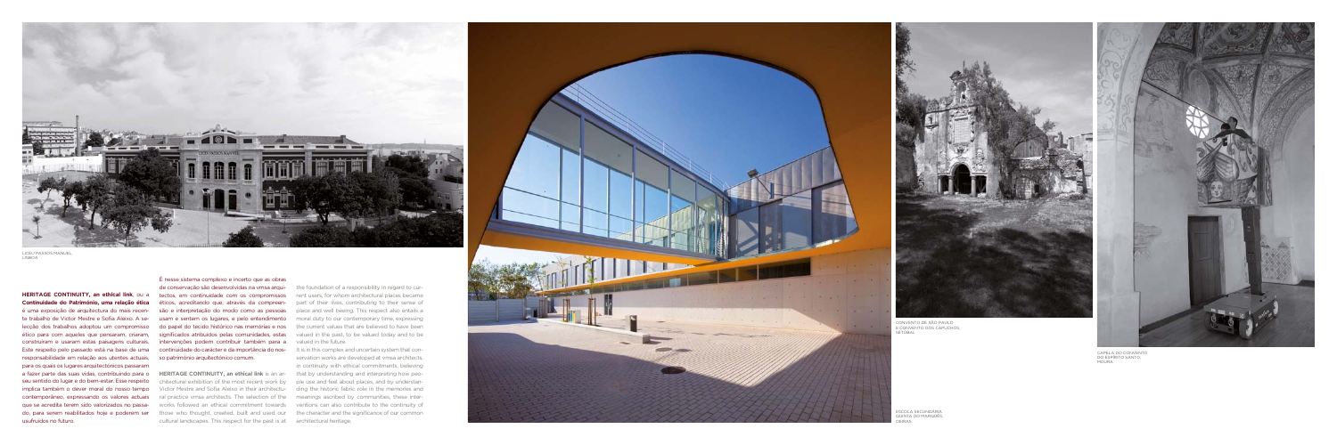LICEU PASSOS MANUEL, LISBOA

**HERITAGE CONTINUITY, an ethical link**, ou a **Continuidade do Património, uma relação ética** é uma exposição de arquitectura do mais recente trabalho de Victor Mestre e Sofia Aleixo. A selecção dos trabalhos adoptou um compromisso ético para com aqueles que pensaram, criaram, construíram e usaram estas paisagens culturais. Este respeito pelo passado está na base de uma responsabilidade em relação aos utentes actuais, para os quais os lugares arquitectónicos passaram a fazer parte das suas vidas, contribuindo para o seu sentido do lugar e do bem-estar. Esse respeito implica também o dever moral do nosso tempo contemporâneo, expressando os valores actuais que se acredita terem sido valorizados no passado, para serem reabilitados hoje e poderem ser usufruídos no futuro.

É nesse sistema complexo e incerto que as obras de conservação são desenvolvidas na vmsa arquitectos, em continuidade com os compromissos éticos, acreditando que, através da compreensão e interpretação do modo como as pessoas usam e sentem os lugares, e pelo entendimento do papel do tecido histórico nas memórias e nos significados atribuídos pelas comunidades, estas intervenções podem contribuir também para a continuidade do carácter e da importância do nosso património arquitectónico comum.

**HERITAGE CONTINUITY, an ethical link** is an architectural exhibition of the most recent work by Victor Mestre and Sofia Aleixo in their architectural practice vmsa architects. The selection of the works followed an ethical commitment towards those who thought, created, built and used our cultural landscapes. This respect for the past is at the foundation of a responsibility in regard to current users, for whom architectural places became part of their lives, contributing to their sense of place and well being. This respect also entails a moral duty to our contemporary time, expressing the current values that are believed to have been valued in the past, to be valued today and to be valued in the future.

It is in this complex and uncertain system that conservation works are developed at vmsa architects, in continuity with ethical commitments, believing that by understanding and interpreting how people use and feel about places, and by understanding the historic fabric role in the memories and meanings ascribed by communities, these interventions can also contribute to the continuity of the character and the significance of our common architectural heritage.

ESCOLA SECUNDÁRIA QUINTA DO MARQUÊS, OEIRAS

CONVENTO DE SÃO PAULO E CONVENTO DOS CAPUCHOS, SETÚBAL

CAPELA DO CONVENTO DO ESPÍRITO SANTO, MOURA